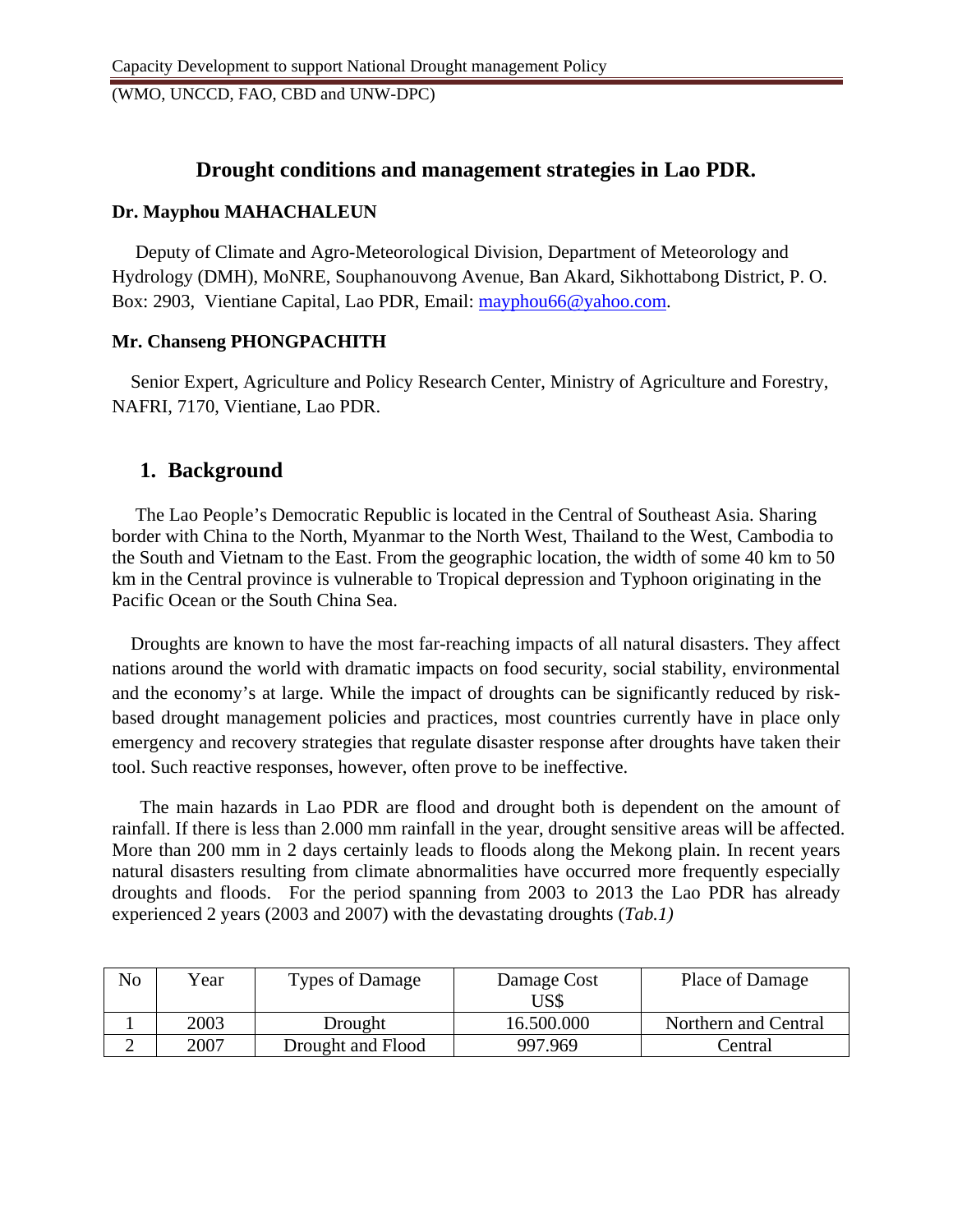# Drought conditions and management strategies in Lao PDR.

**Dr. Mayphou MAHACHALEUN**

Deputy of Climate and Agro-Meteorological Division, Department of Meteorology and Hydrology (DMH), MoNRE, Souphanouvong Avenue, Ban Akard, Sikhottabong District, P. O. Box: 2903, Vientiane Capital, Lao PDR, Email: mayphou66@yahoo.com.

**Mr. Chanseng PHONGPACHITH**

Senior Expert, Agriculture and Policy Research Center, Ministry of Agriculture and Forestry, NAFRI, 7170, Vientiane, Lao PDR.

## 1. Background

The Lao People's Democratic Republic is located in the Central of Southeast Asia. Sharing border with China to the North, Myanmar to the North West, Thailand to the West, Cambodia to the South and Vietnam to the East. From the geographic location, the width of some 40 km to 50 km in the Central province is vulnerable to Tropical depression and Typhoon originating in the Pacific Ocean or the South China Sea.

Droughts are known to have the most far-reaching impacts of all natural disasters. They affect nations around the world with dramatic impacts on food security, social stability, environmental and the economy's at large. While the impact of droughts can be significantly reduced by risk-based drought management policies and practices, most countries currently have in place only emergency and recovery strategies that regulate disaster response after droughts have taken their tool. Such reactive responses, however, often prove to be ineffective.

The main hazards in Lao PDR are flood and drought both is dependent on the amount of rainfall. If there is less than 2.000 mm rainfall in the year, drought sensitive areas will be affected. More than 200 mm in 2 days certainly leads to floods along the Mekong plain. In recent years natural disasters resulting from climate abnormalities have occurred more frequently especially droughts and floods. For the period spanning from 2003 to 2013 the Lao PDR has already experienced 2 years (2003 and 2007) with the devastating droughts (*Tab.1)*

| No | Year | Types of Damage | Damage Cost US$ | Place of Damage |
|---|---|---|---|---|
| 1 | 2003 | Drought | 16.500.000 | Northern and Central |
| 2 | 2007 | Drought and Flood | 997.969 | Central |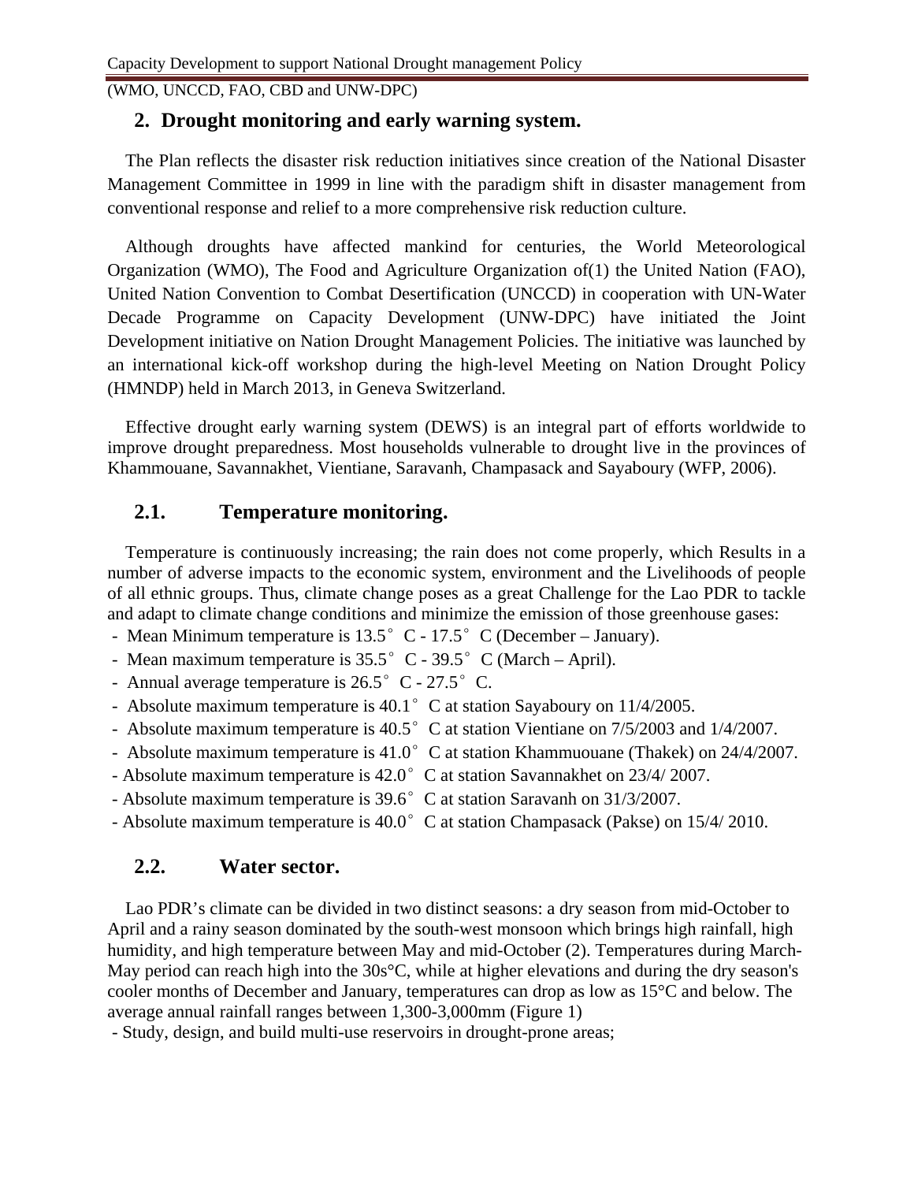## 2. Drought monitoring and early warning system.

The Plan reflects the disaster risk reduction initiatives since creation of the National Disaster Management Committee in 1999 in line with the paradigm shift in disaster management from conventional response and relief to a more comprehensive risk reduction culture.

Although droughts have affected mankind for centuries, the World Meteorological Organization (WMO), The Food and Agriculture Organization of(1) the United Nation (FAO), United Nation Convention to Combat Desertification (UNCCD) in cooperation with UN-Water Decade Programme on Capacity Development (UNW-DPC) have initiated the Joint Development initiative on Nation Drought Management Policies. The initiative was launched by an international kick-off workshop during the high-level Meeting on Nation Drought Policy (HMNDP) held in March 2013, in Geneva Switzerland.

Effective drought early warning system (DEWS) is an integral part of efforts worldwide to improve drought preparedness. Most households vulnerable to drought live in the provinces of Khammouane, Savannakhet, Vientiane, Saravanh, Champasack and Sayaboury (WFP, 2006).

### 2.1. Temperature monitoring.

Temperature is continuously increasing; the rain does not come properly, which Results in a number of adverse impacts to the economic system, environment and the Livelihoods of people of all ethnic groups. Thus, climate change poses as a great Challenge for the Lao PDR to tackle and adapt to climate change conditions and minimize the emission of those greenhouse gases:

- Mean Minimum temperature is 13.5° C - 17.5° C (December – January).
- Mean maximum temperature is 35.5° C - 39.5° C (March – April).
- Annual average temperature is 26.5° C - 27.5° C.
- Absolute maximum temperature is 40.1° C at station Sayaboury on 11/4/2005.
- Absolute maximum temperature is 40.5° C at station Vientiane on 7/5/2003 and 1/4/2007.
- Absolute maximum temperature is 41.0° C at station Khammuouane (Thakek) on 24/4/2007.
- Absolute maximum temperature is 42.0° C at station Savannakhet on 23/4/ 2007.
- Absolute maximum temperature is 39.6° C at station Saravanh on 31/3/2007.
- Absolute maximum temperature is 40.0° C at station Champasack (Pakse) on 15/4/ 2010.

### 2.2. Water sector.

Lao PDR's climate can be divided in two distinct seasons: a dry season from mid-October to April and a rainy season dominated by the south-west monsoon which brings high rainfall, high humidity, and high temperature between May and mid-October (2). Temperatures during March-May period can reach high into the 30s°C, while at higher elevations and during the dry season's cooler months of December and January, temperatures can drop as low as 15°C and below. The average annual rainfall ranges between 1,300-3,000mm (Figure 1)

- Study, design, and build multi-use reservoirs in drought-prone areas;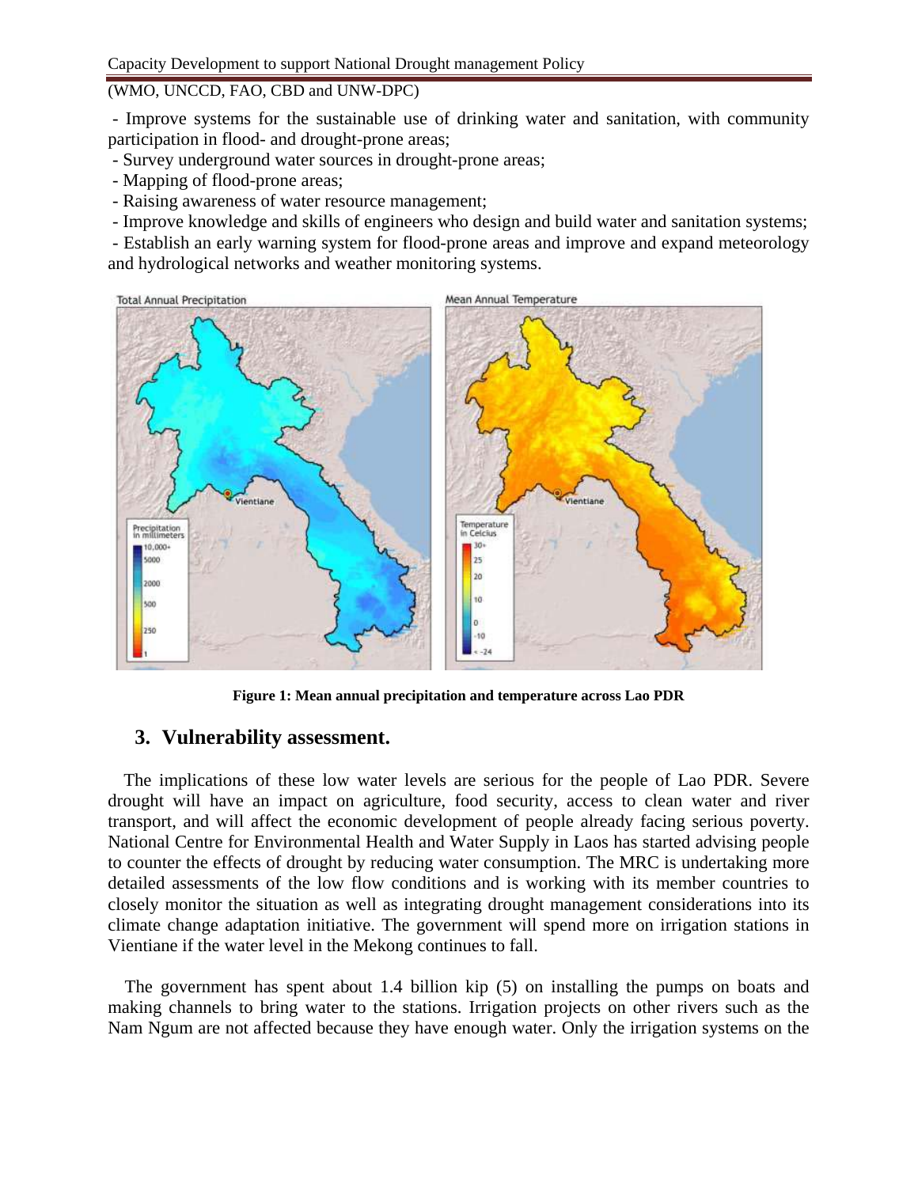(WMO, UNCCD, FAO, CBD and UNW-DPC)

- Improve systems for the sustainable use of drinking water and sanitation, with community participation in flood- and drought-prone areas;
- Survey underground water sources in drought-prone areas;
- Mapping of flood-prone areas;
- Raising awareness of water resource management;
- Improve knowledge and skills of engineers who design and build water and sanitation systems;
- Establish an early warning system for flood-prone areas and improve and expand meteorology and hydrological networks and weather monitoring systems.

**Figure 1: Mean annual precipitation and temperature across Lao PDR**

## 3. Vulnerability assessment.

The implications of these low water levels are serious for the people of Lao PDR. Severe drought will have an impact on agriculture, food security, access to clean water and river transport, and will affect the economic development of people already facing serious poverty. National Centre for Environmental Health and Water Supply in Laos has started advising people to counter the effects of drought by reducing water consumption. The MRC is undertaking more detailed assessments of the low flow conditions and is working with its member countries to closely monitor the situation as well as integrating drought management considerations into its climate change adaptation initiative. The government will spend more on irrigation stations in Vientiane if the water level in the Mekong continues to fall.

The government has spent about 1.4 billion kip (5) on installing the pumps on boats and making channels to bring water to the stations. Irrigation projects on other rivers such as the Nam Ngum are not affected because they have enough water. Only the irrigation systems on the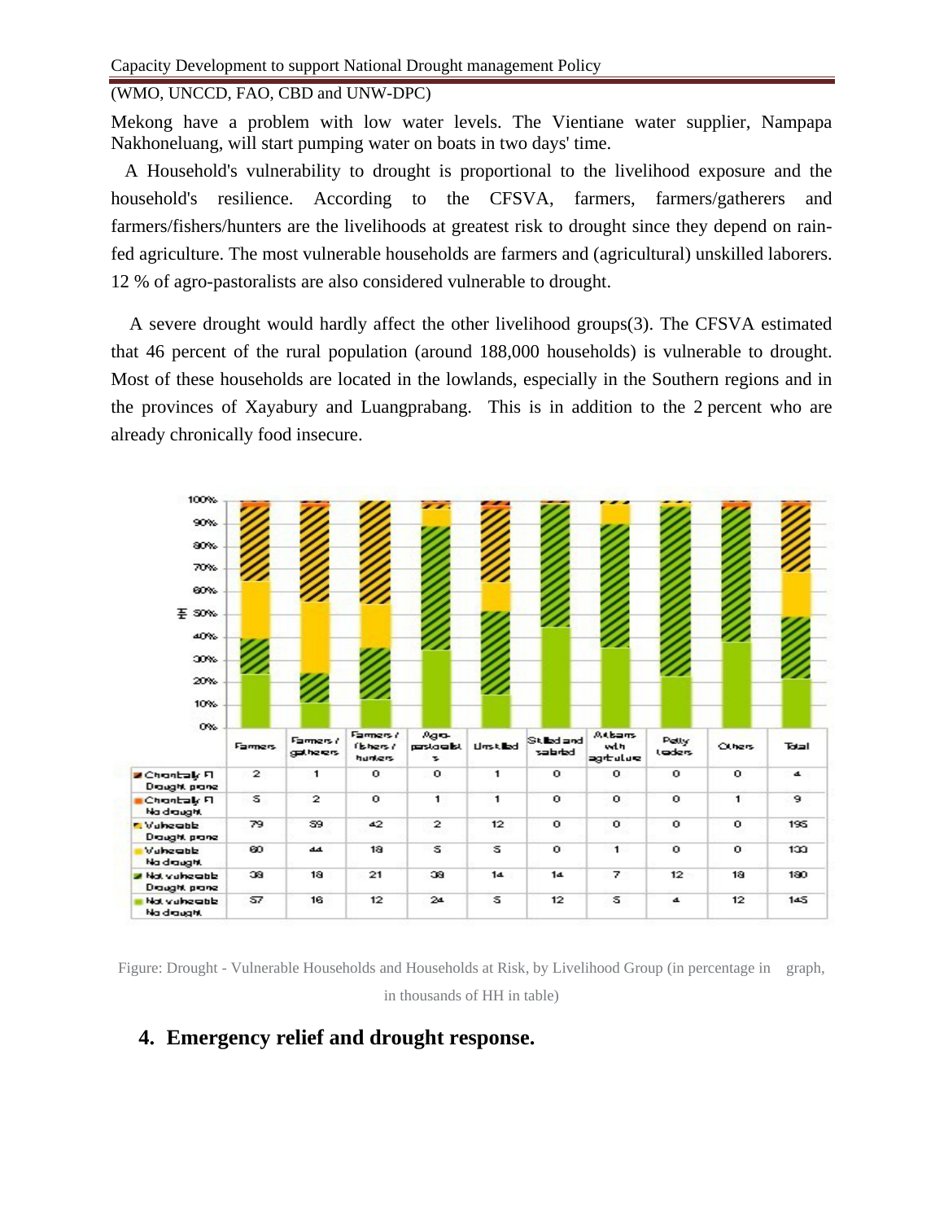Mekong have a problem with low water levels. The Vientiane water supplier, Nampapa Nakhoneluang, will start pumping water on boats in two days' time.

A Household's vulnerability to drought is proportional to the livelihood exposure and the household's resilience. According to the CFSVA, farmers, farmers/gatherers and farmers/fishers/hunters are the livelihoods at greatest risk to drought since they depend on rain-fed agriculture. The most vulnerable households are farmers and (agricultural) unskilled laborers. 12 % of agro-pastoralists are also considered vulnerable to drought.

A severe drought would hardly affect the other livelihood groups(3). The CFSVA estimated that 46 percent of the rural population (around 188,000 households) is vulnerable to drought. Most of these households are located in the lowlands, especially in the Southern regions and in the provinces of Xayabury and Luangprabang. This is in addition to the 2 percent who are already chronically food insecure.

| | Farmers | Farmers / gatherers | Farmers / fishers / hunters | Agro-pastoralists | Unskilled | Skilled and salaried | Artisans with agriculture | Petty traders | Others | Total |
|---|---|---|---|---|---|---|---|---|---|---|
| Chronically FI Drought prone | 2 | 1 | 0 | 0 | 1 | 0 | 0 | 0 | 0 | 4 |
| Chronically FI No drought | 5 | 2 | 0 | 1 | 1 | 0 | 0 | 0 | 1 | 9 |
| Vulnerable Drought prone | 79 | 59 | 42 | 2 | 12 | 0 | 0 | 0 | 0 | 195 |
| Vulnerable No drought | 60 | 44 | 18 | 5 | 5 | 0 | 1 | 0 | 0 | 133 |
| Not vulnerable Drought prone | 38 | 18 | 21 | 38 | 14 | 14 | 7 | 12 | 18 | 180 |
| Not vulnerable No drought | 57 | 16 | 12 | 24 | 5 | 12 | 5 | 4 | 12 | 145 |

Figure: Drought - Vulnerable Households and Households at Risk, by Livelihood Group (in percentage in graph, in thousands of HH in table)

## 4. Emergency relief and drought response.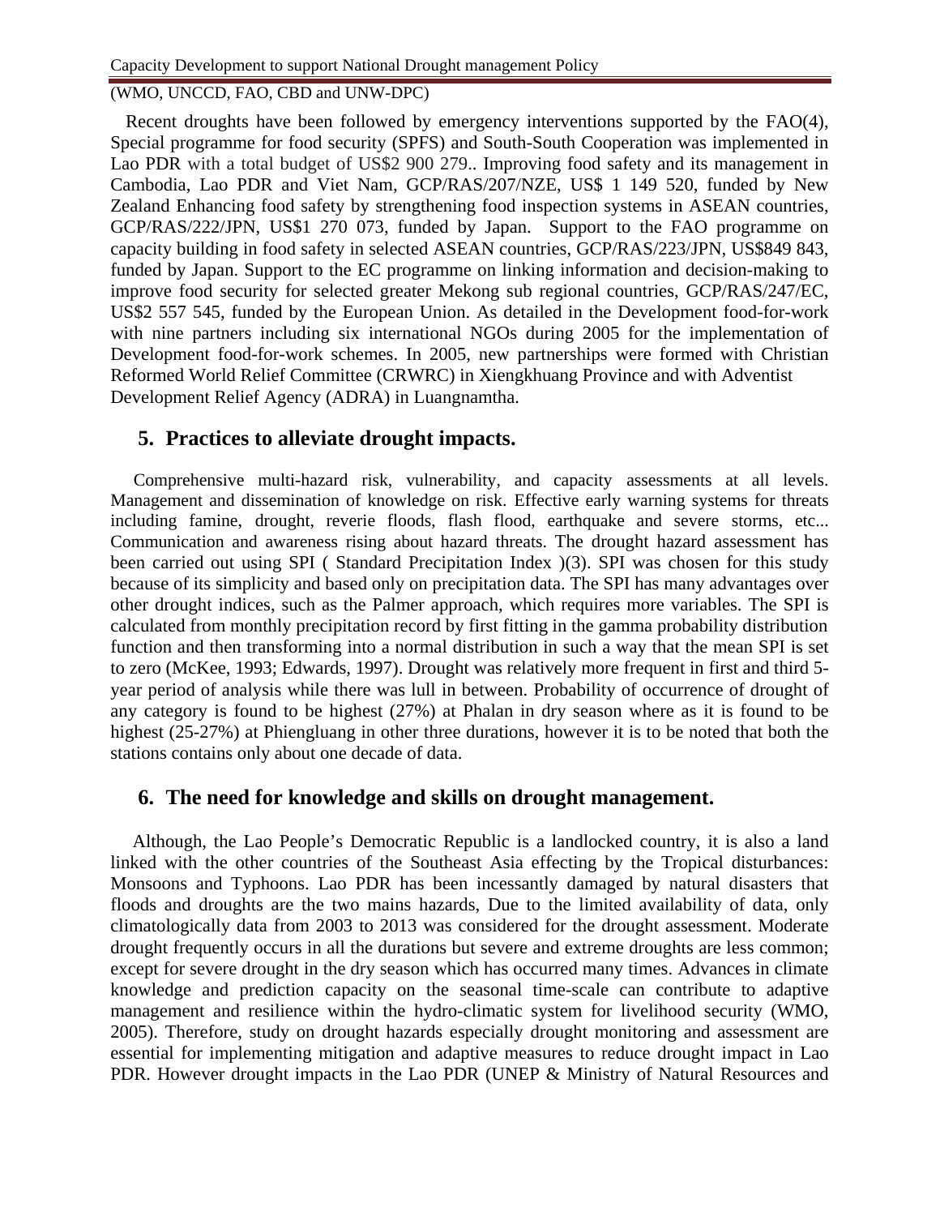(WMO, UNCCD, FAO, CBD and UNW-DPC)

Recent droughts have been followed by emergency interventions supported by the FAO(4), Special programme for food security (SPFS) and South-South Cooperation was implemented in Lao PDR with a total budget of US$2 900 279.. Improving food safety and its management in Cambodia, Lao PDR and Viet Nam, GCP/RAS/207/NZE, US$ 1 149 520, funded by New Zealand Enhancing food safety by strengthening food inspection systems in ASEAN countries, GCP/RAS/222/JPN, US$1 270 073, funded by Japan. Support to the FAO programme on capacity building in food safety in selected ASEAN countries, GCP/RAS/223/JPN, US$849 843, funded by Japan. Support to the EC programme on linking information and decision-making to improve food security for selected greater Mekong sub regional countries, GCP/RAS/247/EC, US$2 557 545, funded by the European Union. As detailed in the Development food-for-work with nine partners including six international NGOs during 2005 for the implementation of Development food-for-work schemes. In 2005, new partnerships were formed with Christian Reformed World Relief Committee (CRWRC) in Xiengkhuang Province and with Adventist Development Relief Agency (ADRA) in Luangnamtha.

## 5. Practices to alleviate drought impacts.

Comprehensive multi-hazard risk, vulnerability, and capacity assessments at all levels. Management and dissemination of knowledge on risk. Effective early warning systems for threats including famine, drought, reverie floods, flash flood, earthquake and severe storms, etc... Communication and awareness rising about hazard threats. The drought hazard assessment has been carried out using SPI ( Standard Precipitation Index )(3). SPI was chosen for this study because of its simplicity and based only on precipitation data. The SPI has many advantages over other drought indices, such as the Palmer approach, which requires more variables. The SPI is calculated from monthly precipitation record by first fitting in the gamma probability distribution function and then transforming into a normal distribution in such a way that the mean SPI is set to zero (McKee, 1993; Edwards, 1997). Drought was relatively more frequent in first and third 5-year period of analysis while there was lull in between. Probability of occurrence of drought of any category is found to be highest (27%) at Phalan in dry season where as it is found to be highest (25-27%) at Phiengluang in other three durations, however it is to be noted that both the stations contains only about one decade of data.

## 6. The need for knowledge and skills on drought management.

Although, the Lao People's Democratic Republic is a landlocked country, it is also a land linked with the other countries of the Southeast Asia effecting by the Tropical disturbances: Monsoons and Typhoons. Lao PDR has been incessantly damaged by natural disasters that floods and droughts are the two mains hazards, Due to the limited availability of data, only climatologically data from 2003 to 2013 was considered for the drought assessment. Moderate drought frequently occurs in all the durations but severe and extreme droughts are less common; except for severe drought in the dry season which has occurred many times. Advances in climate knowledge and prediction capacity on the seasonal time-scale can contribute to adaptive management and resilience within the hydro-climatic system for livelihood security (WMO, 2005). Therefore, study on drought hazards especially drought monitoring and assessment are essential for implementing mitigation and adaptive measures to reduce drought impact in Lao PDR. However drought impacts in the Lao PDR (UNEP & Ministry of Natural Resources and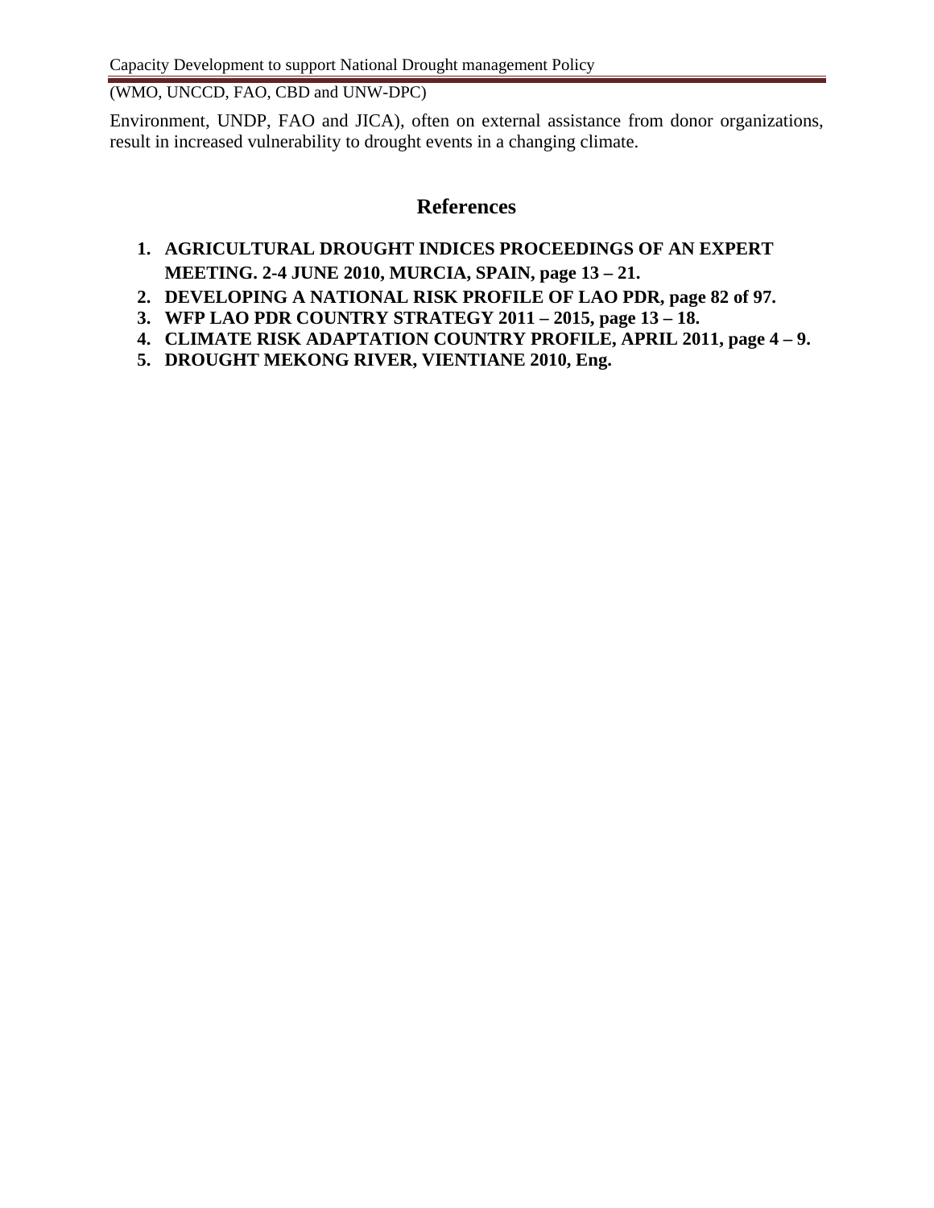Environment, UNDP, FAO and JICA), often on external assistance from donor organizations, result in increased vulnerability to drought events in a changing climate.

# References

1. **AGRICULTURAL DROUGHT INDICES PROCEEDINGS OF AN EXPERT MEETING. 2-4 JUNE 2010, MURCIA, SPAIN, page 13 – 21.**
2. **DEVELOPING A NATIONAL RISK PROFILE OF LAO PDR, page 82 of 97.**
3. **WFP LAO PDR COUNTRY STRATEGY 2011 – 2015, page 13 – 18.**
4. **CLIMATE RISK ADAPTATION COUNTRY PROFILE, APRIL 2011, page 4 – 9.**
5. **DROUGHT MEKONG RIVER, VIENTIANE 2010, Eng.**